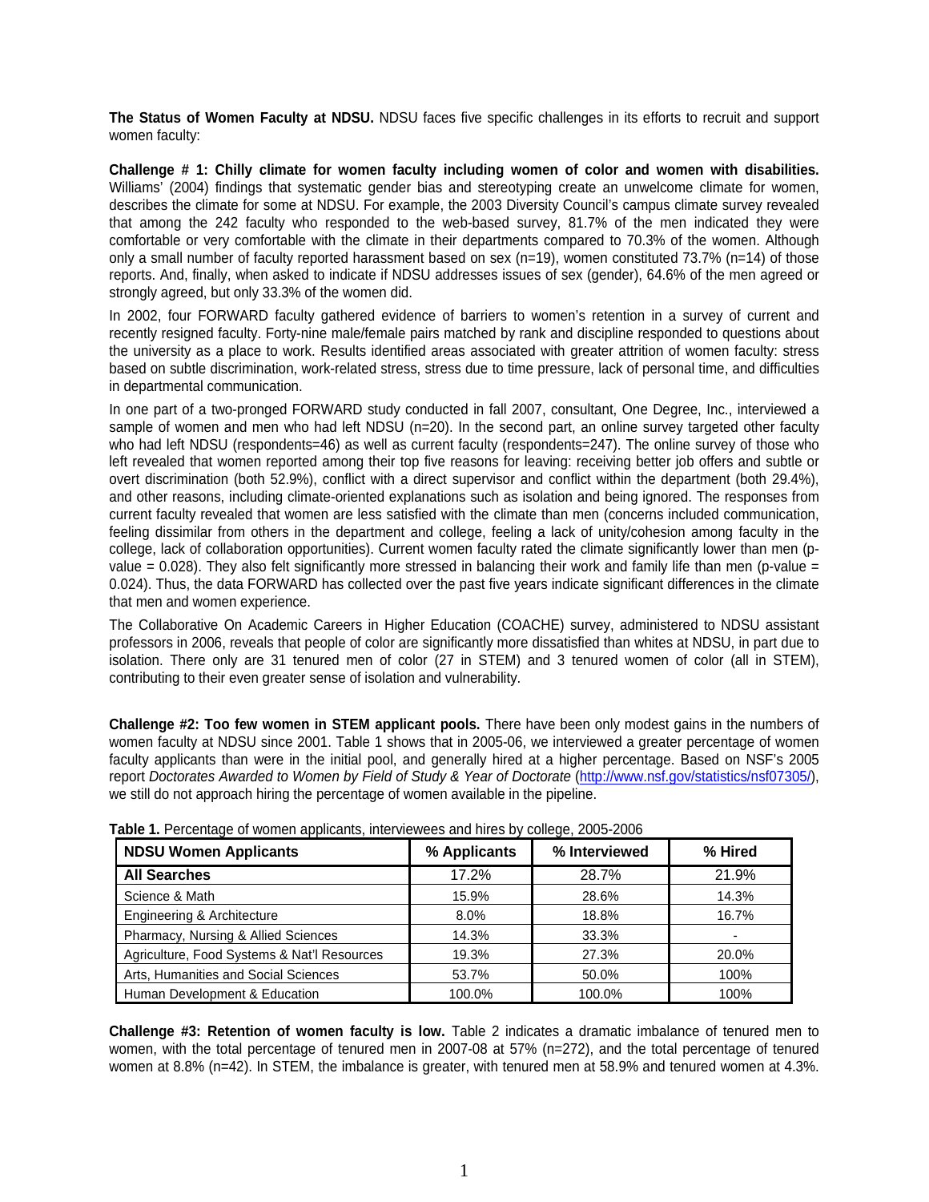**The Status of Women Faculty at NDSU.** NDSU faces five specific challenges in its efforts to recruit and support women faculty:

**Challenge # 1: Chilly climate for women faculty including women of color and women with disabilities.** Williams' (2004) findings that systematic gender bias and stereotyping create an unwelcome climate for women, describes the climate for some at NDSU. For example, the 2003 Diversity Council's campus climate survey revealed that among the 242 faculty who responded to the web-based survey, 81.7% of the men indicated they were comfortable or very comfortable with the climate in their departments compared to 70.3% of the women. Although only a small number of faculty reported harassment based on sex (n=19), women constituted 73.7% (n=14) of those reports. And, finally, when asked to indicate if NDSU addresses issues of sex (gender), 64.6% of the men agreed or strongly agreed, but only 33.3% of the women did.

In 2002, four FORWARD faculty gathered evidence of barriers to women's retention in a survey of current and recently resigned faculty. Forty-nine male/female pairs matched by rank and discipline responded to questions about the university as a place to work. Results identified areas associated with greater attrition of women faculty: stress based on subtle discrimination, work-related stress, stress due to time pressure, lack of personal time, and difficulties in departmental communication.

In one part of a two-pronged FORWARD study conducted in fall 2007, consultant, One Degree, Inc., interviewed a sample of women and men who had left NDSU (n=20). In the second part, an online survey targeted other faculty who had left NDSU (respondents=46) as well as current faculty (respondents=247). The online survey of those who left revealed that women reported among their top five reasons for leaving: receiving better job offers and subtle or overt discrimination (both 52.9%), conflict with a direct supervisor and conflict within the department (both 29.4%), and other reasons, including climate-oriented explanations such as isolation and being ignored. The responses from current faculty revealed that women are less satisfied with the climate than men (concerns included communication, feeling dissimilar from others in the department and college, feeling a lack of unity/cohesion among faculty in the college, lack of collaboration opportunities). Current women faculty rated the climate significantly lower than men (p-value = 0.028). They also felt significantly more stressed in balancing their work and family life than men (p-value = 0.024). Thus, the data FORWARD has collected over the past five years indicate significant differences in the climate that men and women experience.

The Collaborative On Academic Careers in Higher Education (COACHE) survey, administered to NDSU assistant professors in 2006, reveals that people of color are significantly more dissatisfied than whites at NDSU, in part due to isolation. There only are 31 tenured men of color (27 in STEM) and 3 tenured women of color (all in STEM), contributing to their even greater sense of isolation and vulnerability.

**Challenge #2: Too few women in STEM applicant pools.** There have been only modest gains in the numbers of women faculty at NDSU since 2001. Table 1 shows that in 2005-06, we interviewed a greater percentage of women faculty applicants than were in the initial pool, and generally hired at a higher percentage. Based on NSF's 2005 report *Doctorates Awarded to Women by Field of Study & Year of Doctorate* (http://www.nsf.gov/statistics/nsf07305/), we still do not approach hiring the percentage of women available in the pipeline.

**Table 1.** Percentage of women applicants, interviewees and hires by college, 2005-2006

| NDSU Women Applicants | % Applicants | % Interviewed | % Hired |
|---|---|---|---|
| **All Searches** | 17.2% | 28.7% | 21.9% |
| Science & Math | 15.9% | 28.6% | 14.3% |
| Engineering & Architecture | 8.0% | 18.8% | 16.7% |
| Pharmacy, Nursing & Allied Sciences | 14.3% | 33.3% | - |
| Agriculture, Food Systems & Nat'l Resources | 19.3% | 27.3% | 20.0% |
| Arts, Humanities and Social Sciences | 53.7% | 50.0% | 100% |
| Human Development & Education | 100.0% | 100.0% | 100% |

**Challenge #3: Retention of women faculty is low.** Table 2 indicates a dramatic imbalance of tenured men to women, with the total percentage of tenured men in 2007-08 at 57% (n=272), and the total percentage of tenured women at 8.8% (n=42). In STEM, the imbalance is greater, with tenured men at 58.9% and tenured women at 4.3%.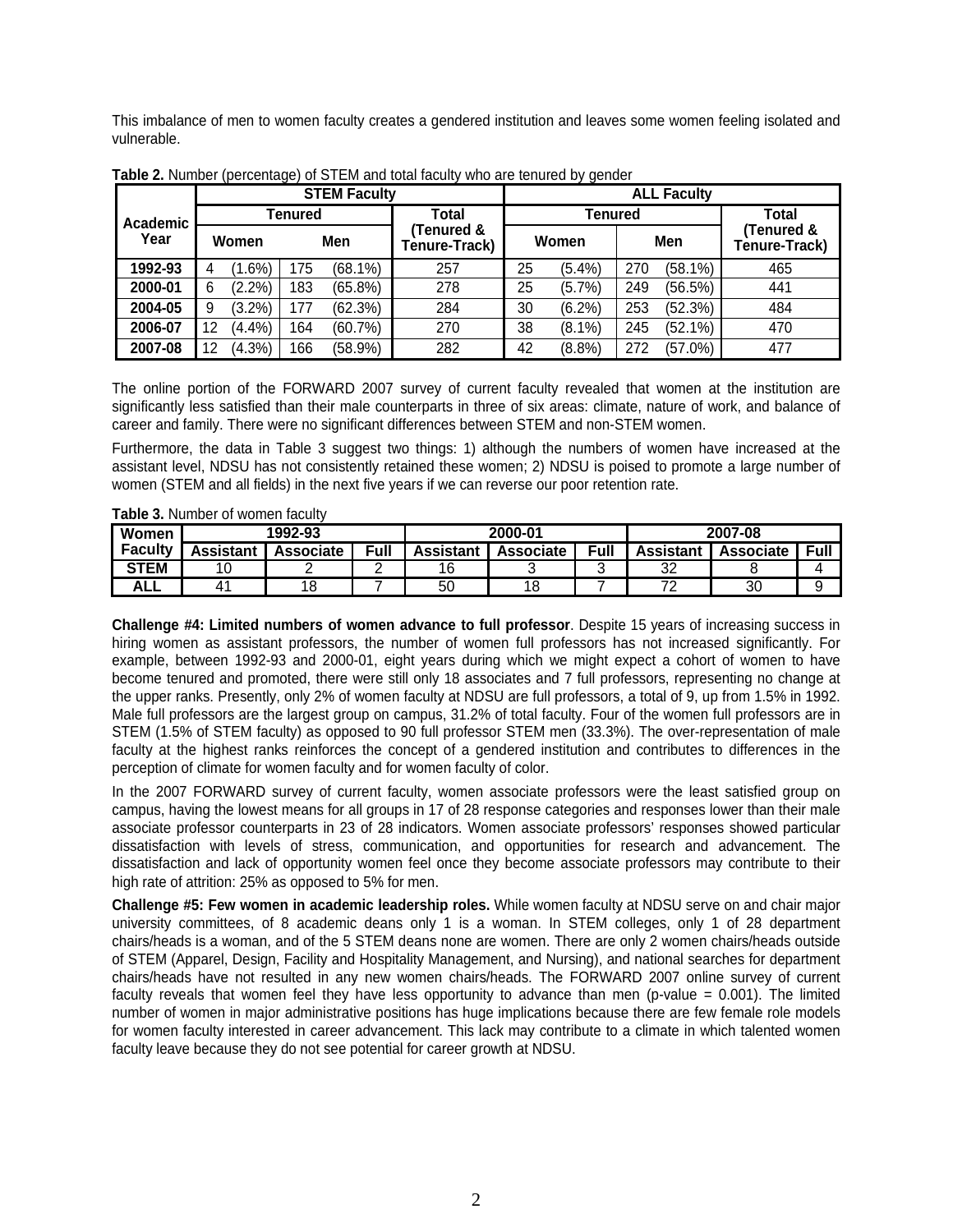This imbalance of men to women faculty creates a gendered institution and leaves some women feeling isolated and vulnerable.

**Table 2.** Number (percentage) of STEM and total faculty who are tenured by gender

| Academic Year | STEM Faculty | | | ALL Faculty | | |
|---|---|---|---|---|---|---|
| | Tenured | | Total (Tenured & Tenure-Track) | Tenured | | Total (Tenured & Tenure-Track) |
| | Women | Men | | Women | Men | |
| **1992-93** | 4 (1.6%) | 175 (68.1%) | 257 | 25 (5.4%) | 270 (58.1%) | 465 |
| **2000-01** | 6 (2.2%) | 183 (65.8%) | 278 | 25 (5.7%) | 249 (56.5%) | 441 |
| **2004-05** | 9 (3.2%) | 177 (62.3%) | 284 | 30 (6.2%) | 253 (52.3%) | 484 |
| **2006-07** | 12 (4.4%) | 164 (60.7%) | 270 | 38 (8.1%) | 245 (52.1%) | 470 |
| **2007-08** | 12 (4.3%) | 166 (58.9%) | 282 | 42 (8.8%) | 272 (57.0%) | 477 |

The online portion of the FORWARD 2007 survey of current faculty revealed that women at the institution are significantly less satisfied than their male counterparts in three of six areas: climate, nature of work, and balance of career and family. There were no significant differences between STEM and non-STEM women.

Furthermore, the data in Table 3 suggest two things: 1) although the numbers of women have increased at the assistant level, NDSU has not consistently retained these women; 2) NDSU is poised to promote a large number of women (STEM and all fields) in the next five years if we can reverse our poor retention rate.

**Table 3.** Number of women faculty

| Women Faculty | 1992-93 | | | 2000-01 | | | 2007-08 | | |
|---|---|---|---|---|---|---|---|---|---|
| | Assistant | Associate | Full | Assistant | Associate | Full | Assistant | Associate | Full |
| **STEM** | 10 | 2 | 2 | 16 | 3 | 3 | 32 | 8 | 4 |
| **ALL** | 41 | 18 | 7 | 50 | 18 | 7 | 72 | 30 | 9 |

**Challenge #4: Limited numbers of women advance to full professor**. Despite 15 years of increasing success in hiring women as assistant professors, the number of women full professors has not increased significantly. For example, between 1992-93 and 2000-01, eight years during which we might expect a cohort of women to have become tenured and promoted, there were still only 18 associates and 7 full professors, representing no change at the upper ranks. Presently, only 2% of women faculty at NDSU are full professors, a total of 9, up from 1.5% in 1992. Male full professors are the largest group on campus, 31.2% of total faculty. Four of the women full professors are in STEM (1.5% of STEM faculty) as opposed to 90 full professor STEM men (33.3%). The over-representation of male faculty at the highest ranks reinforces the concept of a gendered institution and contributes to differences in the perception of climate for women faculty and for women faculty of color.

In the 2007 FORWARD survey of current faculty, women associate professors were the least satisfied group on campus, having the lowest means for all groups in 17 of 28 response categories and responses lower than their male associate professor counterparts in 23 of 28 indicators. Women associate professors' responses showed particular dissatisfaction with levels of stress, communication, and opportunities for research and advancement. The dissatisfaction and lack of opportunity women feel once they become associate professors may contribute to their high rate of attrition: 25% as opposed to 5% for men.

**Challenge #5: Few women in academic leadership roles.** While women faculty at NDSU serve on and chair major university committees, of 8 academic deans only 1 is a woman. In STEM colleges, only 1 of 28 department chairs/heads is a woman, and of the 5 STEM deans none are women. There are only 2 women chairs/heads outside of STEM (Apparel, Design, Facility and Hospitality Management, and Nursing), and national searches for department chairs/heads have not resulted in any new women chairs/heads. The FORWARD 2007 online survey of current faculty reveals that women feel they have less opportunity to advance than men (p-value = 0.001). The limited number of women in major administrative positions has huge implications because there are few female role models for women faculty interested in career advancement. This lack may contribute to a climate in which talented women faculty leave because they do not see potential for career growth at NDSU.